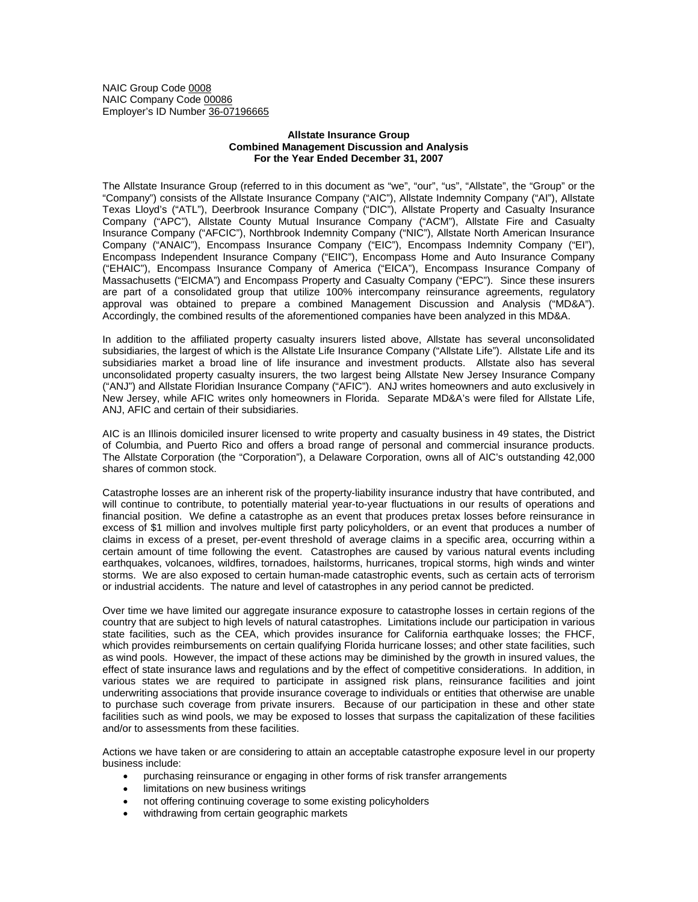NAIC Group Code 0008
NAIC Company Code 00086
Employer's ID Number 36-07196665

**Allstate Insurance Group**
**Combined Management Discussion and Analysis**
**For the Year Ended December 31, 2007**

The Allstate Insurance Group (referred to in this document as "we", "our", "us", "Allstate", the "Group" or the "Company") consists of the Allstate Insurance Company ("AIC"), Allstate Indemnity Company ("AI"), Allstate Texas Lloyd's ("ATL"), Deerbrook Insurance Company ("DIC"), Allstate Property and Casualty Insurance Company ("APC"), Allstate County Mutual Insurance Company ("ACM"), Allstate Fire and Casualty Insurance Company ("AFCIC"), Northbrook Indemnity Company ("NIC"), Allstate North American Insurance Company ("ANAIC"), Encompass Insurance Company ("EIC"), Encompass Indemnity Company ("EI"), Encompass Independent Insurance Company ("EIIC"), Encompass Home and Auto Insurance Company ("EHAIC"), Encompass Insurance Company of America ("EICA"), Encompass Insurance Company of Massachusetts ("EICMA") and Encompass Property and Casualty Company ("EPC"). Since these insurers are part of a consolidated group that utilize 100% intercompany reinsurance agreements, regulatory approval was obtained to prepare a combined Management Discussion and Analysis ("MD&A"). Accordingly, the combined results of the aforementioned companies have been analyzed in this MD&A.

In addition to the affiliated property casualty insurers listed above, Allstate has several unconsolidated subsidiaries, the largest of which is the Allstate Life Insurance Company ("Allstate Life"). Allstate Life and its subsidiaries market a broad line of life insurance and investment products. Allstate also has several unconsolidated property casualty insurers, the two largest being Allstate New Jersey Insurance Company ("ANJ") and Allstate Floridian Insurance Company ("AFIC"). ANJ writes homeowners and auto exclusively in New Jersey, while AFIC writes only homeowners in Florida. Separate MD&A's were filed for Allstate Life, ANJ, AFIC and certain of their subsidiaries.

AIC is an Illinois domiciled insurer licensed to write property and casualty business in 49 states, the District of Columbia, and Puerto Rico and offers a broad range of personal and commercial insurance products. The Allstate Corporation (the "Corporation"), a Delaware Corporation, owns all of AIC's outstanding 42,000 shares of common stock.

Catastrophe losses are an inherent risk of the property-liability insurance industry that have contributed, and will continue to contribute, to potentially material year-to-year fluctuations in our results of operations and financial position. We define a catastrophe as an event that produces pretax losses before reinsurance in excess of $1 million and involves multiple first party policyholders, or an event that produces a number of claims in excess of a preset, per-event threshold of average claims in a specific area, occurring within a certain amount of time following the event. Catastrophes are caused by various natural events including earthquakes, volcanoes, wildfires, tornadoes, hailstorms, hurricanes, tropical storms, high winds and winter storms. We are also exposed to certain human-made catastrophic events, such as certain acts of terrorism or industrial accidents. The nature and level of catastrophes in any period cannot be predicted.

Over time we have limited our aggregate insurance exposure to catastrophe losses in certain regions of the country that are subject to high levels of natural catastrophes. Limitations include our participation in various state facilities, such as the CEA, which provides insurance for California earthquake losses; the FHCF, which provides reimbursements on certain qualifying Florida hurricane losses; and other state facilities, such as wind pools. However, the impact of these actions may be diminished by the growth in insured values, the effect of state insurance laws and regulations and by the effect of competitive considerations. In addition, in various states we are required to participate in assigned risk plans, reinsurance facilities and joint underwriting associations that provide insurance coverage to individuals or entities that otherwise are unable to purchase such coverage from private insurers. Because of our participation in these and other state facilities such as wind pools, we may be exposed to losses that surpass the capitalization of these facilities and/or to assessments from these facilities.

Actions we have taken or are considering to attain an acceptable catastrophe exposure level in our property business include:

- purchasing reinsurance or engaging in other forms of risk transfer arrangements
- limitations on new business writings
- not offering continuing coverage to some existing policyholders
- withdrawing from certain geographic markets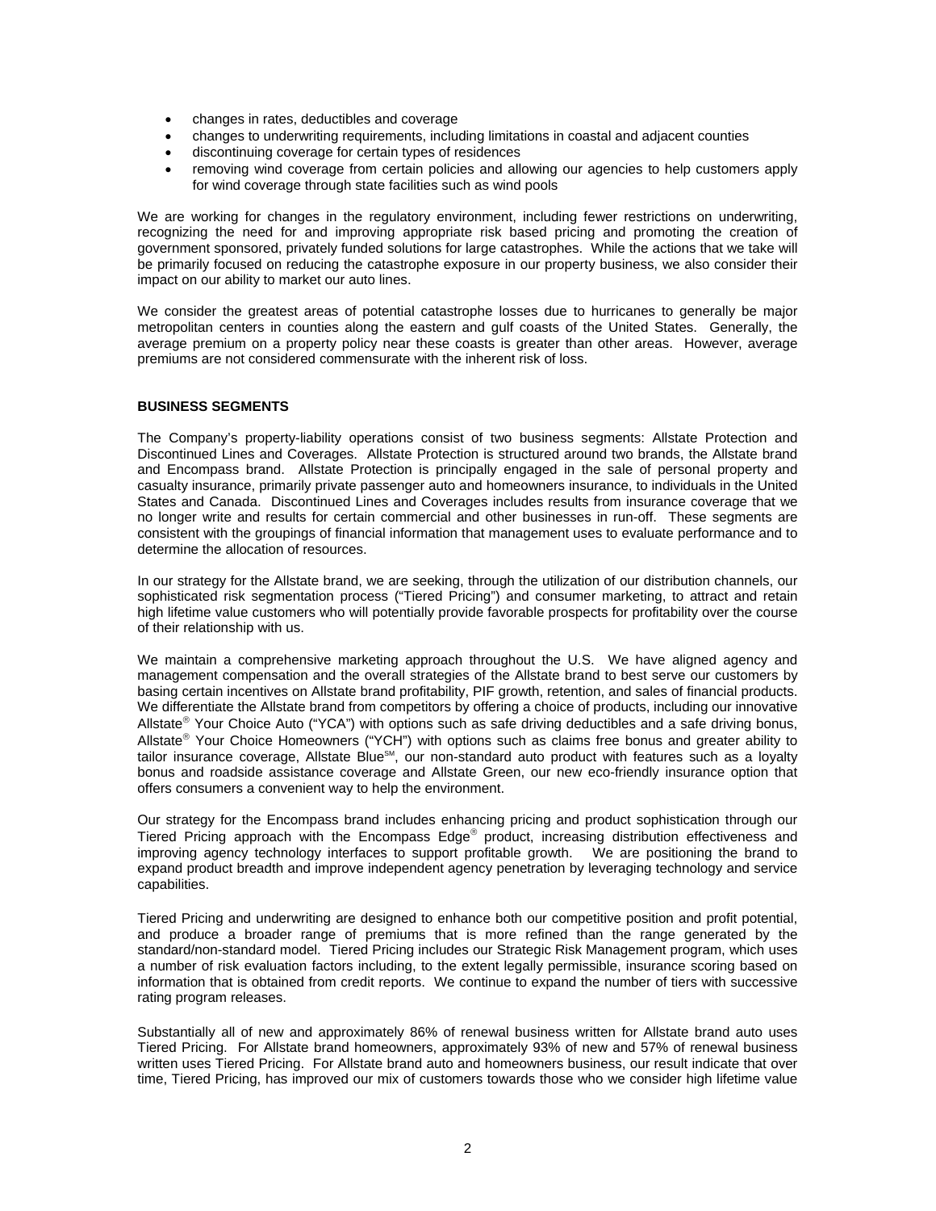- changes in rates, deductibles and coverage
- changes to underwriting requirements, including limitations in coastal and adjacent counties
- discontinuing coverage for certain types of residences
- removing wind coverage from certain policies and allowing our agencies to help customers apply for wind coverage through state facilities such as wind pools

We are working for changes in the regulatory environment, including fewer restrictions on underwriting, recognizing the need for and improving appropriate risk based pricing and promoting the creation of government sponsored, privately funded solutions for large catastrophes. While the actions that we take will be primarily focused on reducing the catastrophe exposure in our property business, we also consider their impact on our ability to market our auto lines.

We consider the greatest areas of potential catastrophe losses due to hurricanes to generally be major metropolitan centers in counties along the eastern and gulf coasts of the United States. Generally, the average premium on a property policy near these coasts is greater than other areas. However, average premiums are not considered commensurate with the inherent risk of loss.

**BUSINESS SEGMENTS**

The Company's property-liability operations consist of two business segments: Allstate Protection and Discontinued Lines and Coverages. Allstate Protection is structured around two brands, the Allstate brand and Encompass brand. Allstate Protection is principally engaged in the sale of personal property and casualty insurance, primarily private passenger auto and homeowners insurance, to individuals in the United States and Canada. Discontinued Lines and Coverages includes results from insurance coverage that we no longer write and results for certain commercial and other businesses in run-off. These segments are consistent with the groupings of financial information that management uses to evaluate performance and to determine the allocation of resources.

In our strategy for the Allstate brand, we are seeking, through the utilization of our distribution channels, our sophisticated risk segmentation process ("Tiered Pricing") and consumer marketing, to attract and retain high lifetime value customers who will potentially provide favorable prospects for profitability over the course of their relationship with us.

We maintain a comprehensive marketing approach throughout the U.S. We have aligned agency and management compensation and the overall strategies of the Allstate brand to best serve our customers by basing certain incentives on Allstate brand profitability, PIF growth, retention, and sales of financial products. We differentiate the Allstate brand from competitors by offering a choice of products, including our innovative Allstate® Your Choice Auto ("YCA") with options such as safe driving deductibles and a safe driving bonus, Allstate® Your Choice Homeowners ("YCH") with options such as claims free bonus and greater ability to tailor insurance coverage, Allstate Blue℠, our non-standard auto product with features such as a loyalty bonus and roadside assistance coverage and Allstate Green, our new eco-friendly insurance option that offers consumers a convenient way to help the environment.

Our strategy for the Encompass brand includes enhancing pricing and product sophistication through our Tiered Pricing approach with the Encompass Edge® product, increasing distribution effectiveness and improving agency technology interfaces to support profitable growth. We are positioning the brand to expand product breadth and improve independent agency penetration by leveraging technology and service capabilities.

Tiered Pricing and underwriting are designed to enhance both our competitive position and profit potential, and produce a broader range of premiums that is more refined than the range generated by the standard/non-standard model. Tiered Pricing includes our Strategic Risk Management program, which uses a number of risk evaluation factors including, to the extent legally permissible, insurance scoring based on information that is obtained from credit reports. We continue to expand the number of tiers with successive rating program releases.

Substantially all of new and approximately 86% of renewal business written for Allstate brand auto uses Tiered Pricing. For Allstate brand homeowners, approximately 93% of new and 57% of renewal business written uses Tiered Pricing. For Allstate brand auto and homeowners business, our result indicate that over time, Tiered Pricing, has improved our mix of customers towards those who we consider high lifetime value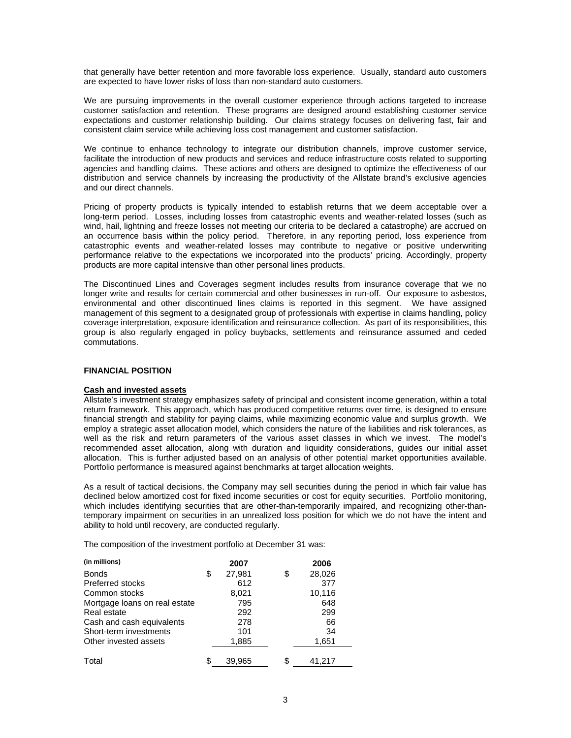that generally have better retention and more favorable loss experience. Usually, standard auto customers are expected to have lower risks of loss than non-standard auto customers.

We are pursuing improvements in the overall customer experience through actions targeted to increase customer satisfaction and retention. These programs are designed around establishing customer service expectations and customer relationship building. Our claims strategy focuses on delivering fast, fair and consistent claim service while achieving loss cost management and customer satisfaction.

We continue to enhance technology to integrate our distribution channels, improve customer service, facilitate the introduction of new products and services and reduce infrastructure costs related to supporting agencies and handling claims. These actions and others are designed to optimize the effectiveness of our distribution and service channels by increasing the productivity of the Allstate brand's exclusive agencies and our direct channels.

Pricing of property products is typically intended to establish returns that we deem acceptable over a long-term period. Losses, including losses from catastrophic events and weather-related losses (such as wind, hail, lightning and freeze losses not meeting our criteria to be declared a catastrophe) are accrued on an occurrence basis within the policy period. Therefore, in any reporting period, loss experience from catastrophic events and weather-related losses may contribute to negative or positive underwriting performance relative to the expectations we incorporated into the products' pricing. Accordingly, property products are more capital intensive than other personal lines products.

The Discontinued Lines and Coverages segment includes results from insurance coverage that we no longer write and results for certain commercial and other businesses in run-off. Our exposure to asbestos, environmental and other discontinued lines claims is reported in this segment. We have assigned management of this segment to a designated group of professionals with expertise in claims handling, policy coverage interpretation, exposure identification and reinsurance collection. As part of its responsibilities, this group is also regularly engaged in policy buybacks, settlements and reinsurance assumed and ceded commutations.

## FINANCIAL POSITION

### Cash and invested assets

Allstate's investment strategy emphasizes safety of principal and consistent income generation, within a total return framework. This approach, which has produced competitive returns over time, is designed to ensure financial strength and stability for paying claims, while maximizing economic value and surplus growth. We employ a strategic asset allocation model, which considers the nature of the liabilities and risk tolerances, as well as the risk and return parameters of the various asset classes in which we invest. The model's recommended asset allocation, along with duration and liquidity considerations, guides our initial asset allocation. This is further adjusted based on an analysis of other potential market opportunities available. Portfolio performance is measured against benchmarks at target allocation weights.

As a result of tactical decisions, the Company may sell securities during the period in which fair value has declined below amortized cost for fixed income securities or cost for equity securities. Portfolio monitoring, which includes identifying securities that are other-than-temporarily impaired, and recognizing other-than-temporary impairment on securities in an unrealized loss position for which we do not have the intent and ability to hold until recovery, are conducted regularly.

The composition of the investment portfolio at December 31 was:

| (in millions) | 2007 | 2006 |
|---|---|---|
| Bonds | $ 27,981 | $ 28,026 |
| Preferred stocks | 612 | 377 |
| Common stocks | 8,021 | 10,116 |
| Mortgage loans on real estate | 795 | 648 |
| Real estate | 292 | 299 |
| Cash and cash equivalents | 278 | 66 |
| Short-term investments | 101 | 34 |
| Other invested assets | 1,885 | 1,651 |
| Total | $ 39,965 | $ 41,217 |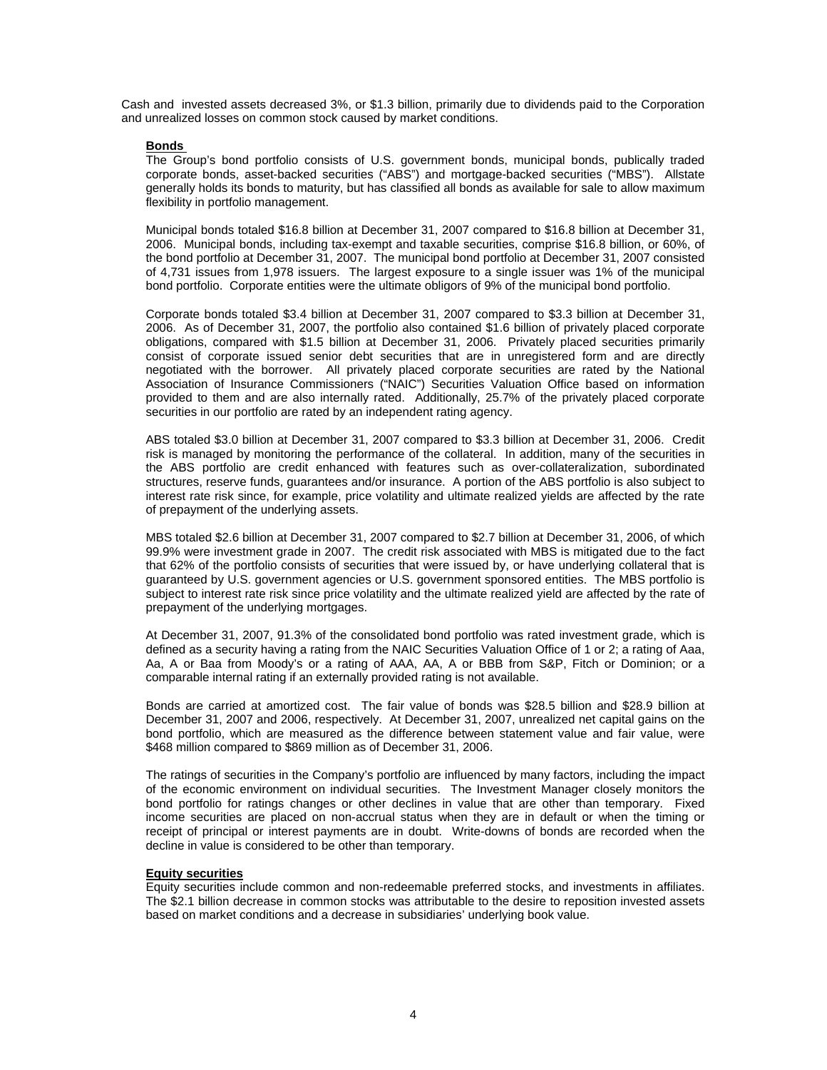Cash and invested assets decreased 3%, or $1.3 billion, primarily due to dividends paid to the Corporation and unrealized losses on common stock caused by market conditions.

**Bonds**

The Group's bond portfolio consists of U.S. government bonds, municipal bonds, publically traded corporate bonds, asset-backed securities ("ABS") and mortgage-backed securities ("MBS"). Allstate generally holds its bonds to maturity, but has classified all bonds as available for sale to allow maximum flexibility in portfolio management.

Municipal bonds totaled $16.8 billion at December 31, 2007 compared to $16.8 billion at December 31, 2006. Municipal bonds, including tax-exempt and taxable securities, comprise $16.8 billion, or 60%, of the bond portfolio at December 31, 2007. The municipal bond portfolio at December 31, 2007 consisted of 4,731 issues from 1,978 issuers. The largest exposure to a single issuer was 1% of the municipal bond portfolio. Corporate entities were the ultimate obligors of 9% of the municipal bond portfolio.

Corporate bonds totaled $3.4 billion at December 31, 2007 compared to $3.3 billion at December 31, 2006. As of December 31, 2007, the portfolio also contained $1.6 billion of privately placed corporate obligations, compared with $1.5 billion at December 31, 2006. Privately placed securities primarily consist of corporate issued senior debt securities that are in unregistered form and are directly negotiated with the borrower. All privately placed corporate securities are rated by the National Association of Insurance Commissioners ("NAIC") Securities Valuation Office based on information provided to them and are also internally rated. Additionally, 25.7% of the privately placed corporate securities in our portfolio are rated by an independent rating agency.

ABS totaled $3.0 billion at December 31, 2007 compared to $3.3 billion at December 31, 2006. Credit risk is managed by monitoring the performance of the collateral. In addition, many of the securities in the ABS portfolio are credit enhanced with features such as over-collateralization, subordinated structures, reserve funds, guarantees and/or insurance. A portion of the ABS portfolio is also subject to interest rate risk since, for example, price volatility and ultimate realized yields are affected by the rate of prepayment of the underlying assets.

MBS totaled $2.6 billion at December 31, 2007 compared to $2.7 billion at December 31, 2006, of which 99.9% were investment grade in 2007. The credit risk associated with MBS is mitigated due to the fact that 62% of the portfolio consists of securities that were issued by, or have underlying collateral that is guaranteed by U.S. government agencies or U.S. government sponsored entities. The MBS portfolio is subject to interest rate risk since price volatility and the ultimate realized yield are affected by the rate of prepayment of the underlying mortgages.

At December 31, 2007, 91.3% of the consolidated bond portfolio was rated investment grade, which is defined as a security having a rating from the NAIC Securities Valuation Office of 1 or 2; a rating of Aaa, Aa, A or Baa from Moody's or a rating of AAA, AA, A or BBB from S&P, Fitch or Dominion; or a comparable internal rating if an externally provided rating is not available.

Bonds are carried at amortized cost. The fair value of bonds was $28.5 billion and $28.9 billion at December 31, 2007 and 2006, respectively. At December 31, 2007, unrealized net capital gains on the bond portfolio, which are measured as the difference between statement value and fair value, were $468 million compared to $869 million as of December 31, 2006.

The ratings of securities in the Company's portfolio are influenced by many factors, including the impact of the economic environment on individual securities. The Investment Manager closely monitors the bond portfolio for ratings changes or other declines in value that are other than temporary. Fixed income securities are placed on non-accrual status when they are in default or when the timing or receipt of principal or interest payments are in doubt. Write-downs of bonds are recorded when the decline in value is considered to be other than temporary.

**Equity securities**

Equity securities include common and non-redeemable preferred stocks, and investments in affiliates. The $2.1 billion decrease in common stocks was attributable to the desire to reposition invested assets based on market conditions and a decrease in subsidiaries' underlying book value.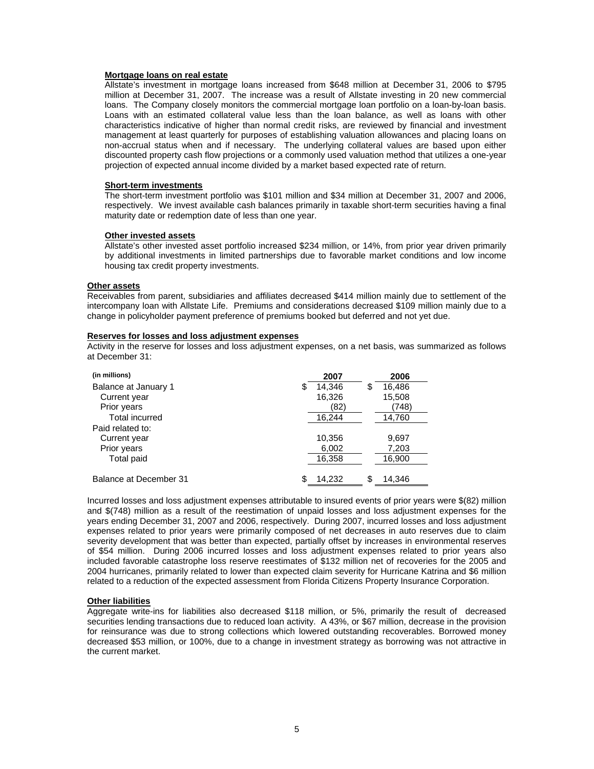**Mortgage loans on real estate**

Allstate's investment in mortgage loans increased from $648 million at December 31, 2006 to $795 million at December 31, 2007. The increase was a result of Allstate investing in 20 new commercial loans. The Company closely monitors the commercial mortgage loan portfolio on a loan-by-loan basis. Loans with an estimated collateral value less than the loan balance, as well as loans with other characteristics indicative of higher than normal credit risks, are reviewed by financial and investment management at least quarterly for purposes of establishing valuation allowances and placing loans on non-accrual status when and if necessary. The underlying collateral values are based upon either discounted property cash flow projections or a commonly used valuation method that utilizes a one-year projection of expected annual income divided by a market based expected rate of return.

**Short-term investments**

The short-term investment portfolio was $101 million and $34 million at December 31, 2007 and 2006, respectively. We invest available cash balances primarily in taxable short-term securities having a final maturity date or redemption date of less than one year.

**Other invested assets**

Allstate's other invested asset portfolio increased $234 million, or 14%, from prior year driven primarily by additional investments in limited partnerships due to favorable market conditions and low income housing tax credit property investments.

**Other assets**

Receivables from parent, subsidiaries and affiliates decreased $414 million mainly due to settlement of the intercompany loan with Allstate Life. Premiums and considerations decreased $109 million mainly due to a change in policyholder payment preference of premiums booked but deferred and not yet due.

**Reserves for losses and loss adjustment expenses**

Activity in the reserve for losses and loss adjustment expenses, on a net basis, was summarized as follows at December 31:

| (in millions) | 2007 | 2006 |
|---|---|---|
| Balance at January 1 | $ 14,346 | $ 16,486 |
| Current year | 16,326 | 15,508 |
| Prior years | (82) | (748) |
| Total incurred | 16,244 | 14,760 |
| Paid related to: | | |
| Current year | 10,356 | 9,697 |
| Prior years | 6,002 | 7,203 |
| Total paid | 16,358 | 16,900 |
| Balance at December 31 | $ 14,232 | $ 14,346 |

Incurred losses and loss adjustment expenses attributable to insured events of prior years were $(82) million and $(748) million as a result of the reestimation of unpaid losses and loss adjustment expenses for the years ending December 31, 2007 and 2006, respectively. During 2007, incurred losses and loss adjustment expenses related to prior years were primarily composed of net decreases in auto reserves due to claim severity development that was better than expected, partially offset by increases in environmental reserves of $54 million. During 2006 incurred losses and loss adjustment expenses related to prior years also included favorable catastrophe loss reserve reestimates of $132 million net of recoveries for the 2005 and 2004 hurricanes, primarily related to lower than expected claim severity for Hurricane Katrina and $6 million related to a reduction of the expected assessment from Florida Citizens Property Insurance Corporation.

**Other liabilities**

Aggregate write-ins for liabilities also decreased $118 million, or 5%, primarily the result of decreased securities lending transactions due to reduced loan activity. A 43%, or $67 million, decrease in the provision for reinsurance was due to strong collections which lowered outstanding recoverables. Borrowed money decreased $53 million, or 100%, due to a change in investment strategy as borrowing was not attractive in the current market.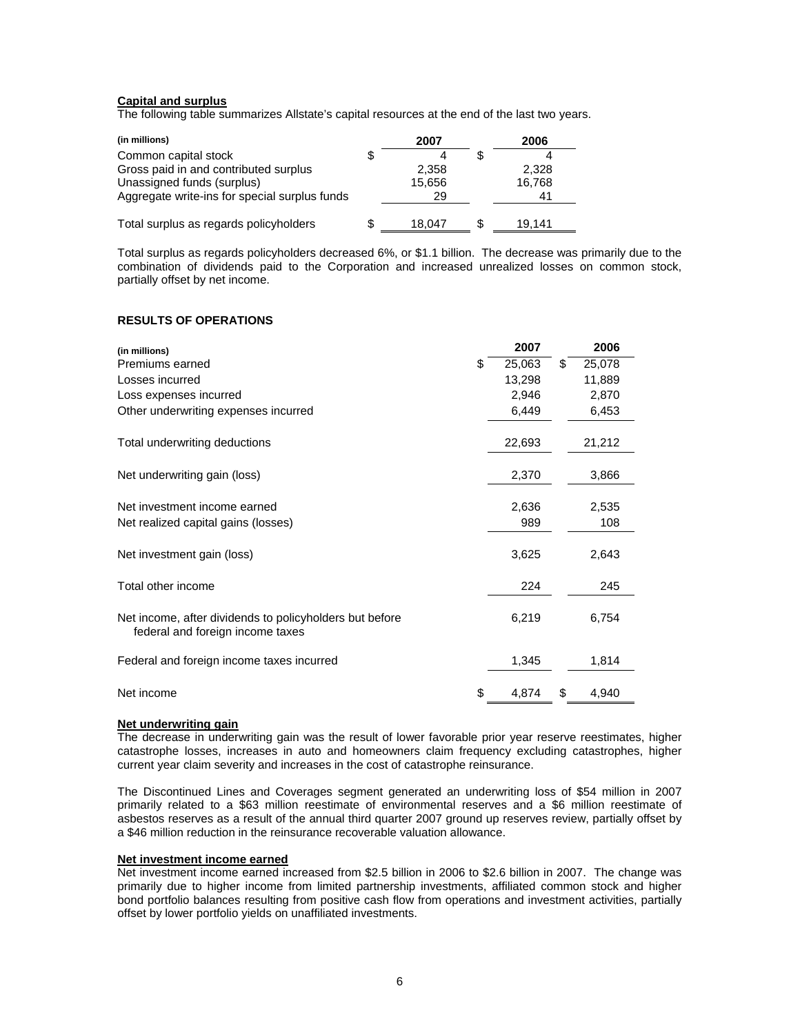**Capital and surplus**

The following table summarizes Allstate's capital resources at the end of the last two years.

| (in millions) | 2007 | 2006 |
|---|---|---|
| Common capital stock | $ 4 | $ 4 |
| Gross paid in and contributed surplus | 2,358 | 2,328 |
| Unassigned funds (surplus) | 15,656 | 16,768 |
| Aggregate write-ins for special surplus funds | 29 | 41 |
| Total surplus as regards policyholders | $ 18,047 | $ 19,141 |

Total surplus as regards policyholders decreased 6%, or $1.1 billion. The decrease was primarily due to the combination of dividends paid to the Corporation and increased unrealized losses on common stock, partially offset by net income.

**RESULTS OF OPERATIONS**

| (in millions) | 2007 | 2006 |
|---|---|---|
| Premiums earned | $ 25,063 | $ 25,078 |
| Losses incurred | 13,298 | 11,889 |
| Loss expenses incurred | 2,946 | 2,870 |
| Other underwriting expenses incurred | 6,449 | 6,453 |
| Total underwriting deductions | 22,693 | 21,212 |
| Net underwriting gain (loss) | 2,370 | 3,866 |
| Net investment income earned | 2,636 | 2,535 |
| Net realized capital gains (losses) | 989 | 108 |
| Net investment gain (loss) | 3,625 | 2,643 |
| Total other income | 224 | 245 |
| Net income, after dividends to policyholders but before federal and foreign income taxes | 6,219 | 6,754 |
| Federal and foreign income taxes incurred | 1,345 | 1,814 |
| Net income | $ 4,874 | $ 4,940 |

**Net underwriting gain**

The decrease in underwriting gain was the result of lower favorable prior year reserve reestimates, higher catastrophe losses, increases in auto and homeowners claim frequency excluding catastrophes, higher current year claim severity and increases in the cost of catastrophe reinsurance.

The Discontinued Lines and Coverages segment generated an underwriting loss of $54 million in 2007 primarily related to a $63 million reestimate of environmental reserves and a $6 million reestimate of asbestos reserves as a result of the annual third quarter 2007 ground up reserves review, partially offset by a $46 million reduction in the reinsurance recoverable valuation allowance.

**Net investment income earned**

Net investment income earned increased from $2.5 billion in 2006 to $2.6 billion in 2007. The change was primarily due to higher income from limited partnership investments, affiliated common stock and higher bond portfolio balances resulting from positive cash flow from operations and investment activities, partially offset by lower portfolio yields on unaffiliated investments.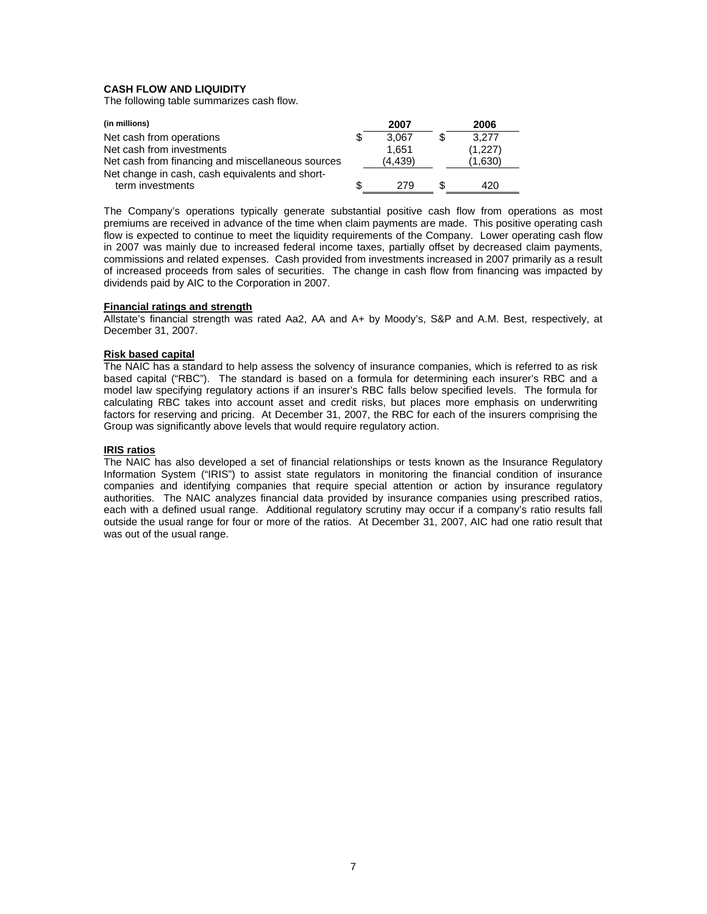## CASH FLOW AND LIQUIDITY

The following table summarizes cash flow.

| (in millions) | 2007 | 2006 |
|---|---|---|
| Net cash from operations | $ 3,067 | $ 3,277 |
| Net cash from investments | 1,651 | (1,227) |
| Net cash from financing and miscellaneous sources | (4,439) | (1,630) |
| Net change in cash, cash equivalents and short-term investments | $ 279 | $ 420 |

The Company's operations typically generate substantial positive cash flow from operations as most premiums are received in advance of the time when claim payments are made. This positive operating cash flow is expected to continue to meet the liquidity requirements of the Company. Lower operating cash flow in 2007 was mainly due to increased federal income taxes, partially offset by decreased claim payments, commissions and related expenses. Cash provided from investments increased in 2007 primarily as a result of increased proceeds from sales of securities. The change in cash flow from financing was impacted by dividends paid by AIC to the Corporation in 2007.

### Financial ratings and strength

Allstate's financial strength was rated Aa2, AA and A+ by Moody's, S&P and A.M. Best, respectively, at December 31, 2007.

### Risk based capital

The NAIC has a standard to help assess the solvency of insurance companies, which is referred to as risk based capital ("RBC"). The standard is based on a formula for determining each insurer's RBC and a model law specifying regulatory actions if an insurer's RBC falls below specified levels. The formula for calculating RBC takes into account asset and credit risks, but places more emphasis on underwriting factors for reserving and pricing. At December 31, 2007, the RBC for each of the insurers comprising the Group was significantly above levels that would require regulatory action.

### IRIS ratios

The NAIC has also developed a set of financial relationships or tests known as the Insurance Regulatory Information System ("IRIS") to assist state regulators in monitoring the financial condition of insurance companies and identifying companies that require special attention or action by insurance regulatory authorities. The NAIC analyzes financial data provided by insurance companies using prescribed ratios, each with a defined usual range. Additional regulatory scrutiny may occur if a company's ratio results fall outside the usual range for four or more of the ratios. At December 31, 2007, AIC had one ratio result that was out of the usual range.